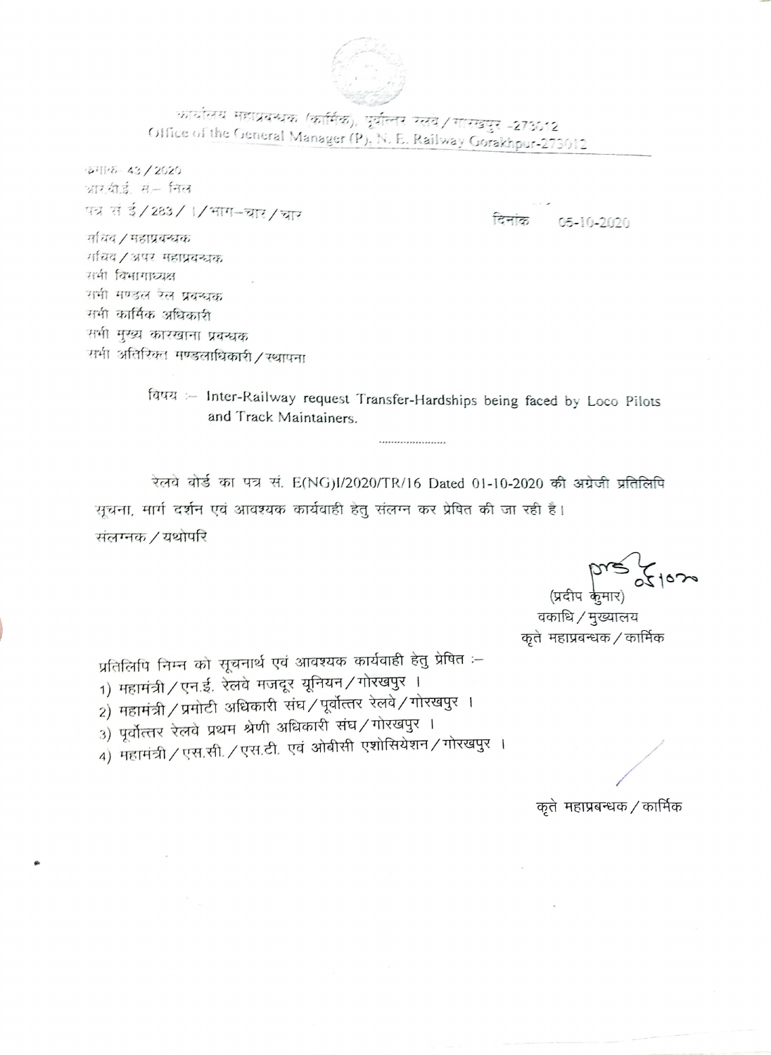कार्यालय महाप्रबन्धक (कार्मिक), पूर्वोत्तर रेलवे / गोरखपुर -273012
Office of the General Manager (P), N. E. Railway Gorakhpur-273012

क्रमांक- 43 / 2020
आर.बी.ई. स– निल
पत्र सं ई / 283 / I / भाग–चार / चार

दिनांक 05-10-2020

सचिव / महाप्रबन्धक
सचिव / अपर महाप्रबन्धक
सभी विभागाध्यक्ष
सभी मण्डल रेल प्रबन्धक
सभी कार्मिक अधिकारी
सभी मुख्य कारखाना प्रबन्धक
सभी अतिरिक्त मण्डलाधिकारी / स्थापना

विषय :– Inter-Railway request Transfer-Hardships being faced by Loco Pilots and Track Maintainers.

......................

रेलवे बोर्ड का पत्र सं. E(NG)I/2020/TR/16 Dated 01-10-2020 की अंग्रेजी प्रतिलिपि सूचना, मार्ग दर्शन एवं आवश्यक कार्यवाही हेतु संलग्न कर प्रेषित की जा रही है।

संलग्नक / यथोपरि

(प्रदीप कुमार)
वकाधि / मुख्यालय
कृते महाप्रबन्धक / कार्मिक

प्रतिलिपि निम्न को सूचनार्थ एवं आवश्यक कार्यवाही हेतु प्रेषित :–

1) महामंत्री / एन.ई. रेलवे मजदूर यूनियन / गोरखपुर ।
2) महामंत्री / प्रमोटी अधिकारी संघ / पूर्वोत्तर रेलवे / गोरखपुर ।
3) पूर्वोत्तर रेलवे प्रथम श्रेणी अधिकारी संघ / गोरखपुर ।
4) महामंत्री / एस.सी. / एस.टी. एवं ओबीसी एशोसियेशन / गोरखपुर ।

कृते महाप्रबन्धक / कार्मिक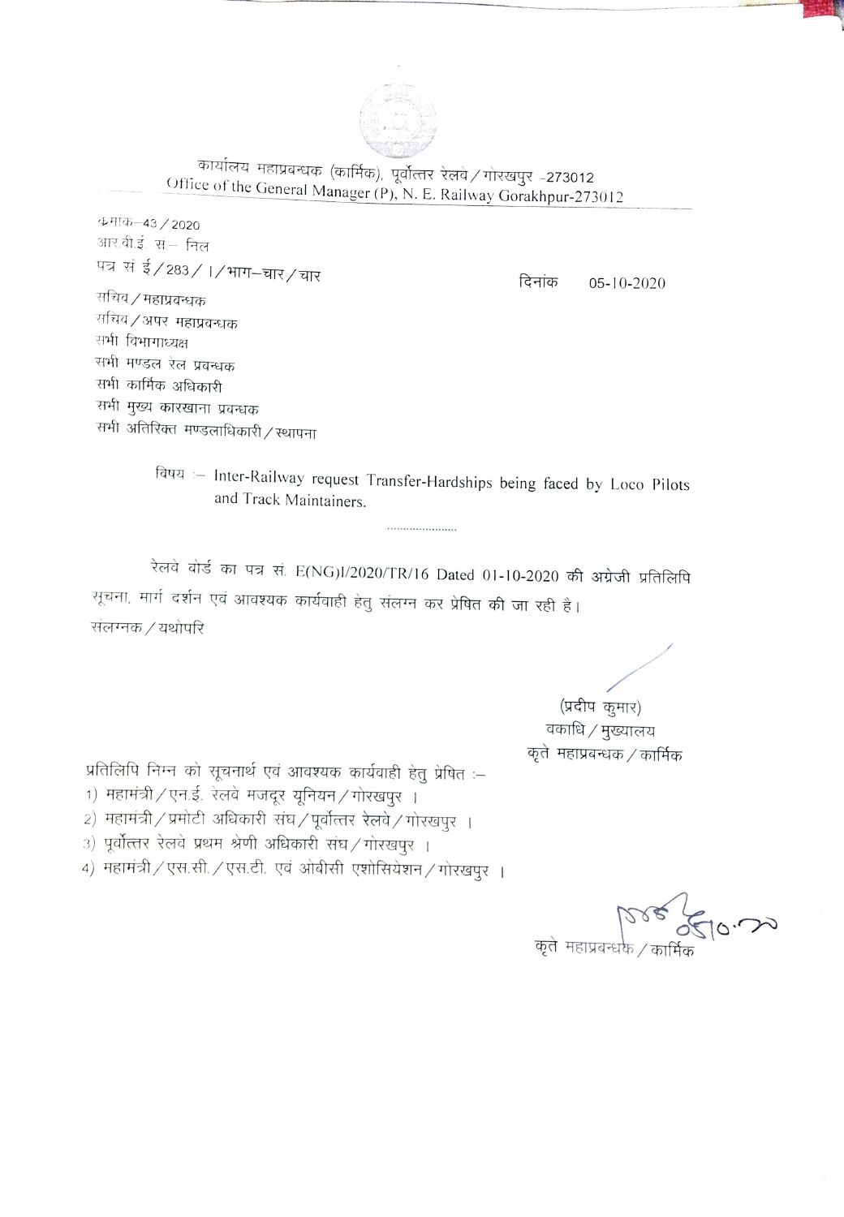कार्यालय महाप्रबन्धक (कार्मिक), पूर्वोत्तर रेलवे / गोरखपुर -273012
Office of the General Manager (P), N. E. Railway Gorakhpur-273012

क्रमांक–43 / 2020
आर.बी.ई. स.– निल
पत्र सं ई / 283 / I / भाग–चार / चार

दिनांक 05-10-2020

सचिव / महाप्रबन्धक
सचिव / अपर महाप्रबन्धक
सभी विभागाध्यक्ष
सभी मण्डल रेल प्रबन्धक
सभी कार्मिक अधिकारी
सभी मुख्य कारखाना प्रबन्धक
सभी अतिरिक्त मण्डलाधिकारी / स्थापना

विषय :– Inter-Railway request Transfer-Hardships being faced by Loco Pilots and Track Maintainers.

......................

रेलवे बोर्ड का पत्र सं. E(NG)I/2020/TR/16 Dated 01-10-2020 की अंग्रेजी प्रतिलिपि सूचना, मार्ग दर्शन एवं आवश्यक कार्यवाही हेतु संलग्न कर प्रेषित की जा रही है।
संलग्नक / यथोपरि

(प्रदीप कुमार)
वकाधि / मुख्यालय
कृते महाप्रबन्धक / कार्मिक

प्रतिलिपि निम्न को सूचनार्थ एवं आवश्यक कार्यवाही हेतु प्रेषित :–
1) महामंत्री / एन.ई. रेलवे मजदूर यूनियन / गोरखपुर ।
2) महामंत्री / प्रमोटी अधिकारी संघ / पूर्वोत्तर रेलवे / गोरखपुर ।
3) पूर्वोत्तर रेलवे प्रथम श्रेणी अधिकारी संघ / गोरखपुर ।
4) महामंत्री / एस.सी. / एस.टी. एवं ओबीसी एशोसियेशन / गोरखपुर ।

कृते महाप्रबन्धक / कार्मिक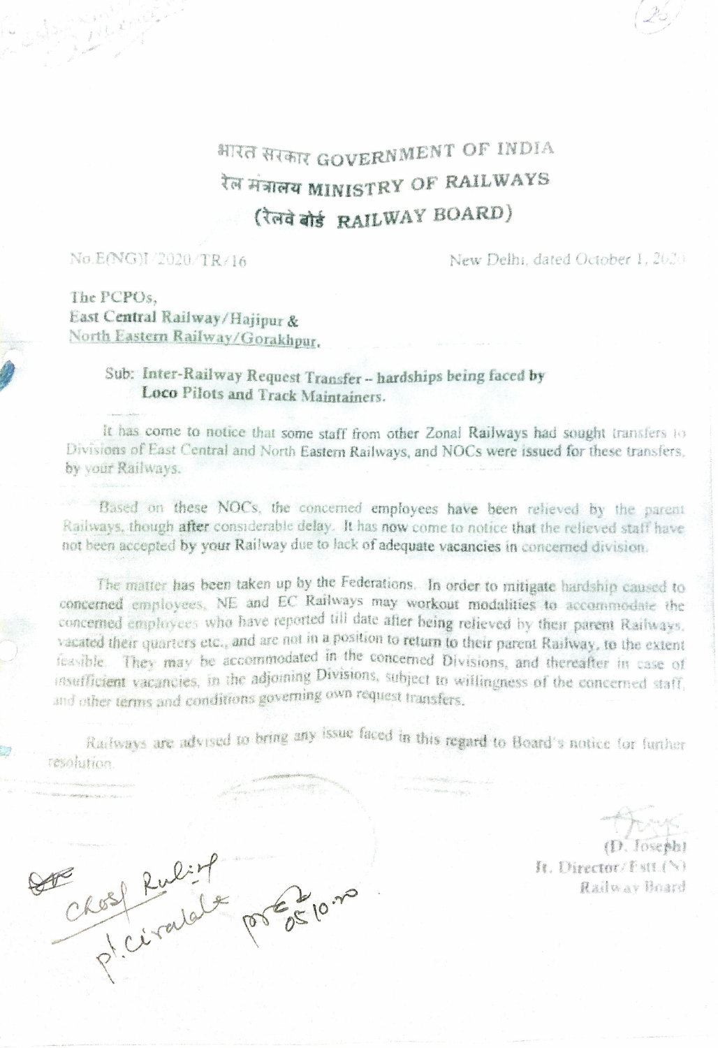# भारत सरकार GOVERNMENT OF INDIA
## रेल मंत्रालय MINISTRY OF RAILWAYS
### (रेलवे बोर्ड RAILWAY BOARD)

No.E(NG)I/2020/TR/16 New Delhi, dated October 1, 2020

The PCPOs,
East Central Railway/Hajipur &
North Eastern Railway/Gorakhpur.

**Sub: Inter-Railway Request Transfer – hardships being faced by Loco Pilots and Track Maintainers.**

It has come to notice that some staff from other Zonal Railways had sought transfers to Divisions of East Central and North Eastern Railways, and NOCs were issued for these transfers, by your Railways.

Based on these NOCs, the concerned employees have been relieved by the parent Railways, though after considerable delay. It has now come to notice that the relieved staff have not been accepted by your Railway due to lack of adequate vacancies in concerned division.

The matter has been taken up by the Federations. In order to mitigate hardship caused to concerned employees, NE and EC Railways may workout modalities to accommodate the concerned employees who have reported till date after being relieved by their parent Railways, vacated their quarters etc., and are not in a position to return to their parent Railway, to the extent feasible. They may be accommodated in the concerned Divisions, and thereafter in case of insufficient vacancies, in the adjoining Divisions, subject to willingness of the concerned staff, and other terms and conditions governing own request transfers.

Railways are advised to bring any issue faced in this regard to Board's notice for further resolution.

(D. Joseph)
Jt. Director/Estt.(N)
Railway Board

CROS/ Ruling
pl. circulate
05.10.20